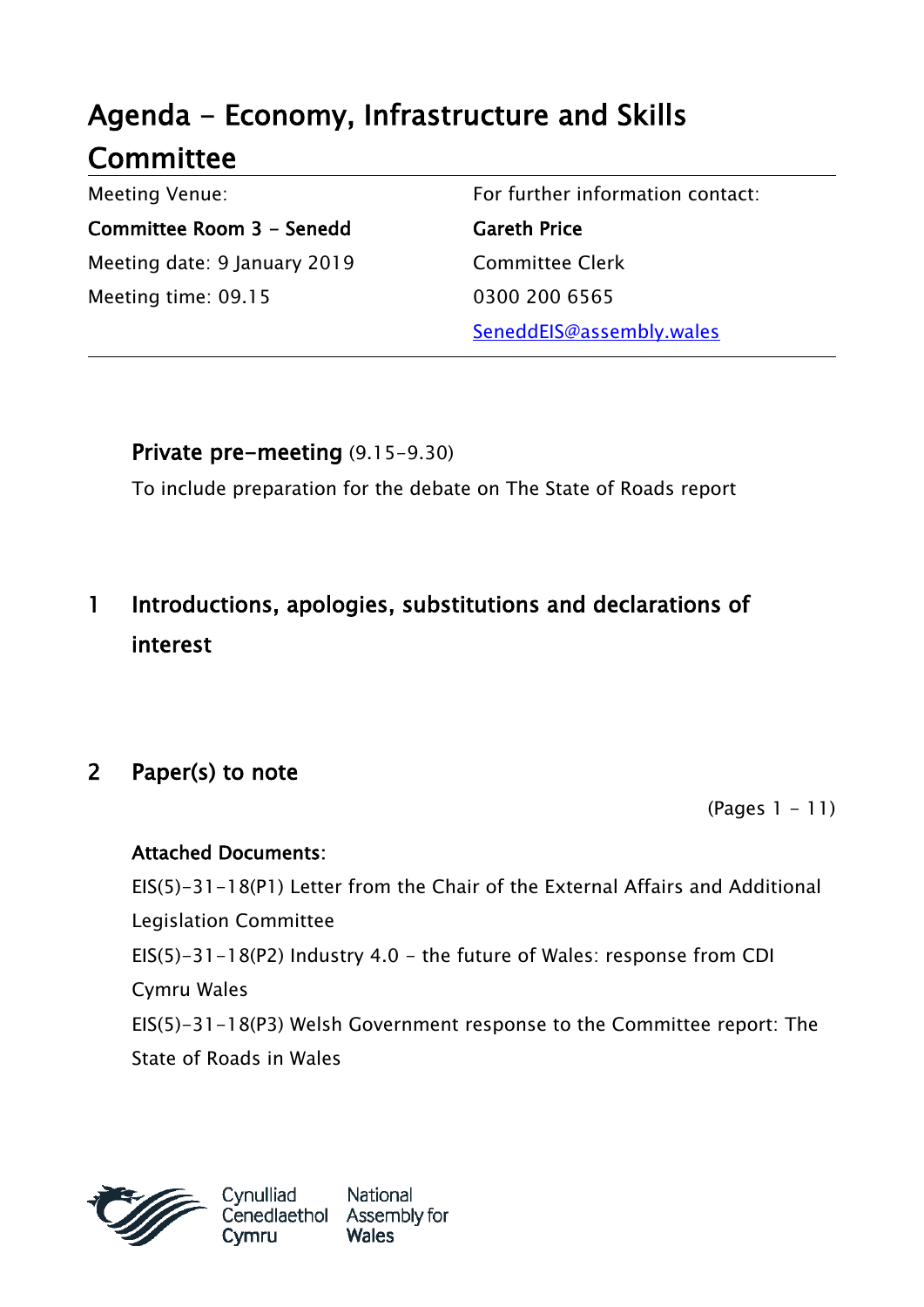# Agenda - Economy, Infrastructure and Skills Committee

| Meeting Venue: | For further information contact: |
|---|---|
| **Committee Room 3 - Senedd** | **Gareth Price** |
| Meeting date: 9 January 2019 | Committee Clerk |
| Meeting time: 09.15 | 0300 200 6565 |
| | SeneddEIS@assembly.wales |

**Private pre-meeting** (9.15-9.30)

To include preparation for the debate on The State of Roads report

## 1 Introductions, apologies, substitutions and declarations of interest

## 2 Paper(s) to note

(Pages 1 - 11)

**Attached Documents:**

EIS(5)-31-18(P1) Letter from the Chair of the External Affairs and Additional Legislation Committee

EIS(5)-31-18(P2) Industry 4.0 - the future of Wales: response from CDI Cymru Wales

EIS(5)-31-18(P3) Welsh Government response to the Committee report: The State of Roads in Wales

Cynulliad Cenedlaethol Cymru National Assembly for Wales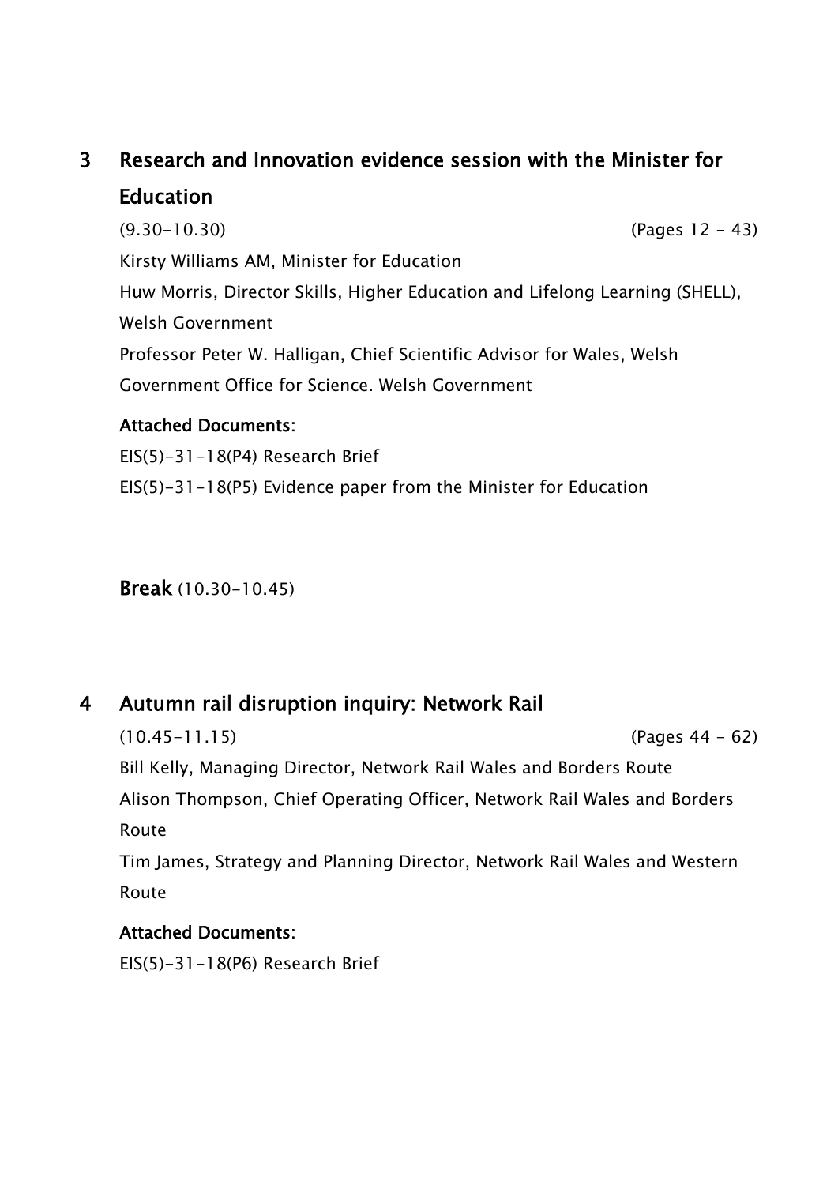## 3 Research and Innovation evidence session with the Minister for Education

(9.30-10.30) (Pages 12 - 43)

Kirsty Williams AM, Minister for Education

Huw Morris, Director Skills, Higher Education and Lifelong Learning (SHELL), Welsh Government

Professor Peter W. Halligan, Chief Scientific Advisor for Wales, Welsh Government Office for Science. Welsh Government

**Attached Documents:**

EIS(5)-31-18(P4) Research Brief

EIS(5)-31-18(P5) Evidence paper from the Minister for Education

**Break** (10.30-10.45)

## 4 Autumn rail disruption inquiry: Network Rail

(10.45-11.15) (Pages 44 - 62)

Bill Kelly, Managing Director, Network Rail Wales and Borders Route

Alison Thompson, Chief Operating Officer, Network Rail Wales and Borders Route

Tim James, Strategy and Planning Director, Network Rail Wales and Western Route

**Attached Documents:**

EIS(5)-31-18(P6) Research Brief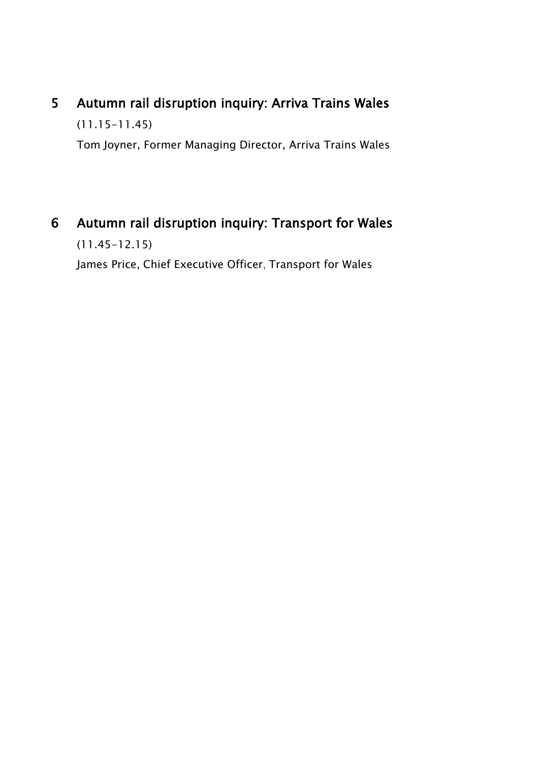## 5 Autumn rail disruption inquiry: Arriva Trains Wales

(11.15-11.45)

Tom Joyner, Former Managing Director, Arriva Trains Wales

## 6 Autumn rail disruption inquiry: Transport for Wales

(11.45-12.15)

James Price, Chief Executive Officer, Transport for Wales